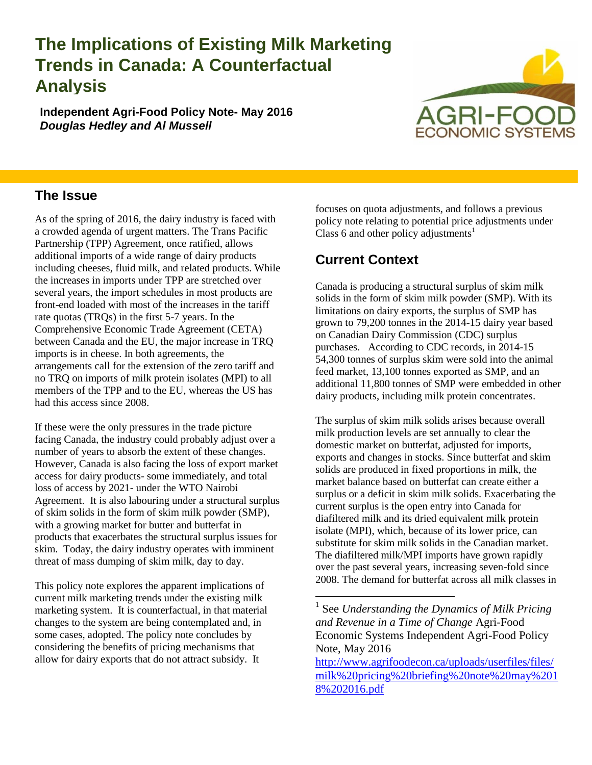# The Implications of Existing Milk Marketing Trends in Canada: A Counterfactual Analysis

**Independent Agri-Food Policy Note- May 2016**
***Douglas Hedley and Al Mussell***

## The Issue

As of the spring of 2016, the dairy industry is faced with a crowded agenda of urgent matters. The Trans Pacific Partnership (TPP) Agreement, once ratified, allows additional imports of a wide range of dairy products including cheeses, fluid milk, and related products. While the increases in imports under TPP are stretched over several years, the import schedules in most products are front-end loaded with most of the increases in the tariff rate quotas (TRQs) in the first 5-7 years. In the Comprehensive Economic Trade Agreement (CETA) between Canada and the EU, the major increase in TRQ imports is in cheese. In both agreements, the arrangements call for the extension of the zero tariff and no TRQ on imports of milk protein isolates (MPI) to all members of the TPP and to the EU, whereas the US has had this access since 2008.

If these were the only pressures in the trade picture facing Canada, the industry could probably adjust over a number of years to absorb the extent of these changes. However, Canada is also facing the loss of export market access for dairy products- some immediately, and total loss of access by 2021- under the WTO Nairobi Agreement. It is also labouring under a structural surplus of skim solids in the form of skim milk powder (SMP), with a growing market for butter and butterfat in products that exacerbates the structural surplus issues for skim. Today, the dairy industry operates with imminent threat of mass dumping of skim milk, day to day.

This policy note explores the apparent implications of current milk marketing trends under the existing milk marketing system. It is counterfactual, in that material changes to the system are being contemplated and, in some cases, adopted. The policy note concludes by considering the benefits of pricing mechanisms that allow for dairy exports that do not attract subsidy. It focuses on quota adjustments, and follows a previous policy note relating to potential price adjustments under Class 6 and other policy adjustments[1]

## Current Context

Canada is producing a structural surplus of skim milk solids in the form of skim milk powder (SMP). With its limitations on dairy exports, the surplus of SMP has grown to 79,200 tonnes in the 2014-15 dairy year based on Canadian Dairy Commission (CDC) surplus purchases. According to CDC records, in 2014-15 54,300 tonnes of surplus skim were sold into the animal feed market, 13,100 tonnes exported as SMP, and an additional 11,800 tonnes of SMP were embedded in other dairy products, including milk protein concentrates.

The surplus of skim milk solids arises because overall milk production levels are set annually to clear the domestic market on butterfat, adjusted for imports, exports and changes in stocks. Since butterfat and skim solids are produced in fixed proportions in milk, the market balance based on butterfat can create either a surplus or a deficit in skim milk solids. Exacerbating the current surplus is the open entry into Canada for diafiltered milk and its dried equivalent milk protein isolate (MPI), which, because of its lower price, can substitute for skim milk solids in the Canadian market. The diafiltered milk/MPI imports have grown rapidly over the past several years, increasing seven-fold since 2008. The demand for butterfat across all milk classes in

---

[1] See *Understanding the Dynamics of Milk Pricing and Revenue in a Time of Change* Agri-Food Economic Systems Independent Agri-Food Policy Note, May 2016 http://www.agrifoodecon.ca/uploads/userfiles/files/milk%20pricing%20briefing%20note%20may%2018%202016.pdf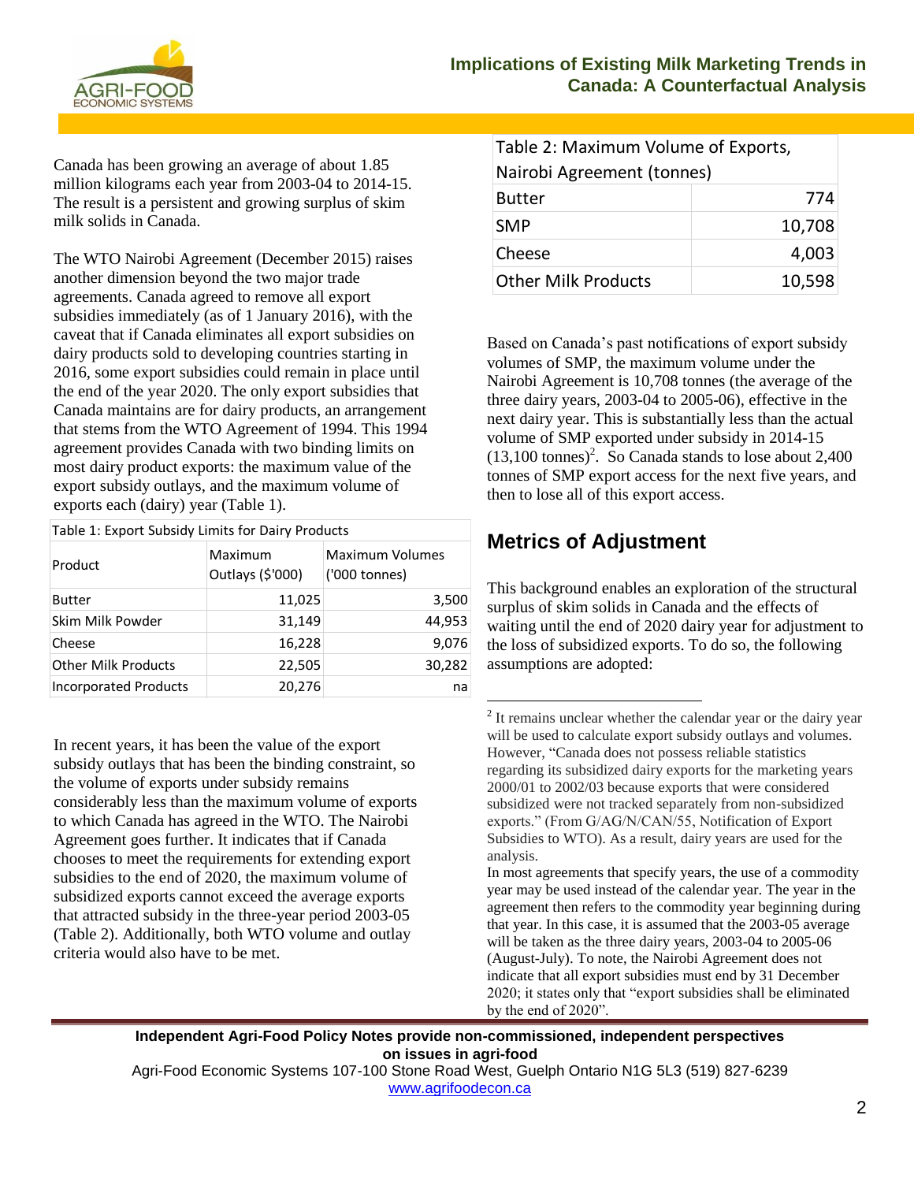Canada has been growing an average of about 1.85 million kilograms each year from 2003-04 to 2014-15. The result is a persistent and growing surplus of skim milk solids in Canada.

The WTO Nairobi Agreement (December 2015) raises another dimension beyond the two major trade agreements. Canada agreed to remove all export subsidies immediately (as of 1 January 2016), with the caveat that if Canada eliminates all export subsidies on dairy products sold to developing countries starting in 2016, some export subsidies could remain in place until the end of the year 2020. The only export subsidies that Canada maintains are for dairy products, an arrangement that stems from the WTO Agreement of 1994. This 1994 agreement provides Canada with two binding limits on most dairy product exports: the maximum value of the export subsidy outlays, and the maximum volume of exports each (dairy) year (Table 1).

| Table 1: Export Subsidy Limits for Dairy Products | | |
|---|---|---|
| Product | Maximum Outlays ($'000) | Maximum Volumes ('000 tonnes) |
| Butter | 11,025 | 3,500 |
| Skim Milk Powder | 31,149 | 44,953 |
| Cheese | 16,228 | 9,076 |
| Other Milk Products | 22,505 | 30,282 |
| Incorporated Products | 20,276 | na |

In recent years, it has been the value of the export subsidy outlays that has been the binding constraint, so the volume of exports under subsidy remains considerably less than the maximum volume of exports to which Canada has agreed in the WTO. The Nairobi Agreement goes further. It indicates that if Canada chooses to meet the requirements for extending export subsidies to the end of 2020, the maximum volume of subsidized exports cannot exceed the average exports that attracted subsidy in the three-year period 2003-05 (Table 2). Additionally, both WTO volume and outlay criteria would also have to be met.

| Table 2: Maximum Volume of Exports, Nairobi Agreement (tonnes) | |
|---|---|
| Butter | 774 |
| SMP | 10,708 |
| Cheese | 4,003 |
| Other Milk Products | 10,598 |

Based on Canada's past notifications of export subsidy volumes of SMP, the maximum volume under the Nairobi Agreement is 10,708 tonnes (the average of the three dairy years, 2003-04 to 2005-06), effective in the next dairy year. This is substantially less than the actual volume of SMP exported under subsidy in 2014-15 (13,100 tonnes)[2]. So Canada stands to lose about 2,400 tonnes of SMP export access for the next five years, and then to lose all of this export access.

## Metrics of Adjustment

This background enables an exploration of the structural surplus of skim solids in Canada and the effects of waiting until the end of 2020 dairy year for adjustment to the loss of subsidized exports. To do so, the following assumptions are adopted:

---

[2] It remains unclear whether the calendar year or the dairy year will be used to calculate export subsidy outlays and volumes. However, "Canada does not possess reliable statistics regarding its subsidized dairy exports for the marketing years 2000/01 to 2002/03 because exports that were considered subsidized were not tracked separately from non-subsidized exports." (From G/AG/N/CAN/55, Notification of Export Subsidies to WTO). As a result, dairy years are used for the analysis.
In most agreements that specify years, the use of a commodity year may be used instead of the calendar year. The year in the agreement then refers to the commodity year beginning during that year. In this case, it is assumed that the 2003-05 average will be taken as the three dairy years, 2003-04 to 2005-06 (August-July). To note, the Nairobi Agreement does not indicate that all export subsidies must end by 31 December 2020; it states only that "export subsidies shall be eliminated by the end of 2020".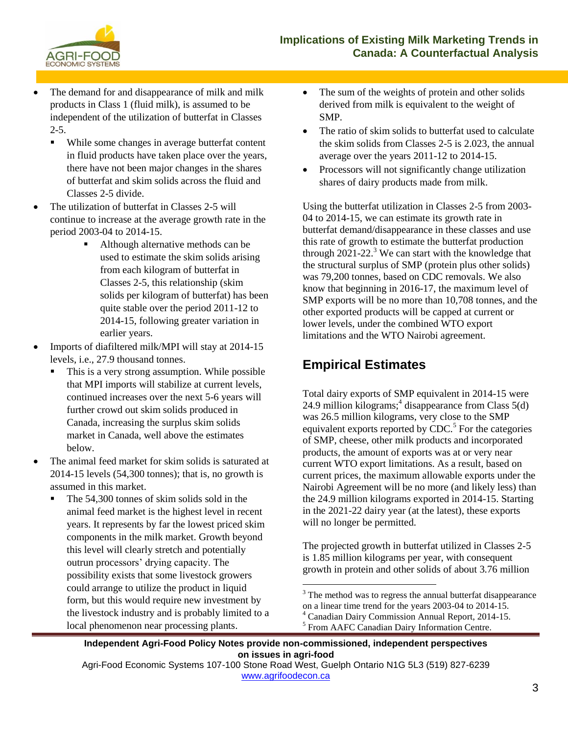- The demand for and disappearance of milk and milk products in Class 1 (fluid milk), is assumed to be independent of the utilization of butterfat in Classes 2-5.
  - While some changes in average butterfat content in fluid products have taken place over the years, there have not been major changes in the shares of butterfat and skim solids across the fluid and Classes 2-5 divide.
- The utilization of butterfat in Classes 2-5 will continue to increase at the average growth rate in the period 2003-04 to 2014-15.
  - Although alternative methods can be used to estimate the skim solids arising from each kilogram of butterfat in Classes 2-5, this relationship (skim solids per kilogram of butterfat) has been quite stable over the period 2011-12 to 2014-15, following greater variation in earlier years.
- Imports of diafiltered milk/MPI will stay at 2014-15 levels, i.e., 27.9 thousand tonnes.
  - This is a very strong assumption. While possible that MPI imports will stabilize at current levels, continued increases over the next 5-6 years will further crowd out skim solids produced in Canada, increasing the surplus skim solids market in Canada, well above the estimates below.
- The animal feed market for skim solids is saturated at 2014-15 levels (54,300 tonnes); that is, no growth is assumed in this market.
  - The 54,300 tonnes of skim solids sold in the animal feed market is the highest level in recent years. It represents by far the lowest priced skim components in the milk market. Growth beyond this level will clearly stretch and potentially outrun processors' drying capacity. The possibility exists that some livestock growers could arrange to utilize the product in liquid form, but this would require new investment by the livestock industry and is probably limited to a local phenomenon near processing plants.
- The sum of the weights of protein and other solids derived from milk is equivalent to the weight of SMP.
- The ratio of skim solids to butterfat used to calculate the skim solids from Classes 2-5 is 2.023, the annual average over the years 2011-12 to 2014-15.
- Processors will not significantly change utilization shares of dairy products made from milk.

Using the butterfat utilization in Classes 2-5 from 2003-04 to 2014-15, we can estimate its growth rate in butterfat demand/disappearance in these classes and use this rate of growth to estimate the butterfat production through 2021-22.[3] We can start with the knowledge that the structural surplus of SMP (protein plus other solids) was 79,200 tonnes, based on CDC removals. We also know that beginning in 2016-17, the maximum level of SMP exports will be no more than 10,708 tonnes, and the other exported products will be capped at current or lower levels, under the combined WTO export limitations and the WTO Nairobi agreement.

## Empirical Estimates

Total dairy exports of SMP equivalent in 2014-15 were 24.9 million kilograms;[4] disappearance from Class 5(d) was 26.5 million kilograms, very close to the SMP equivalent exports reported by CDC.[5] For the categories of SMP, cheese, other milk products and incorporated products, the amount of exports was at or very near current WTO export limitations. As a result, based on current prices, the maximum allowable exports under the Nairobi Agreement will be no more (and likely less) than the 24.9 million kilograms exported in 2014-15. Starting in the 2021-22 dairy year (at the latest), these exports will no longer be permitted.

The projected growth in butterfat utilized in Classes 2-5 is 1.85 million kilograms per year, with consequent growth in protein and other solids of about 3.76 million

[3] The method was to regress the annual butterfat disappearance on a linear time trend for the years 2003-04 to 2014-15.

[4] Canadian Dairy Commission Annual Report, 2014-15.

[5] From AAFC Canadian Dairy Information Centre.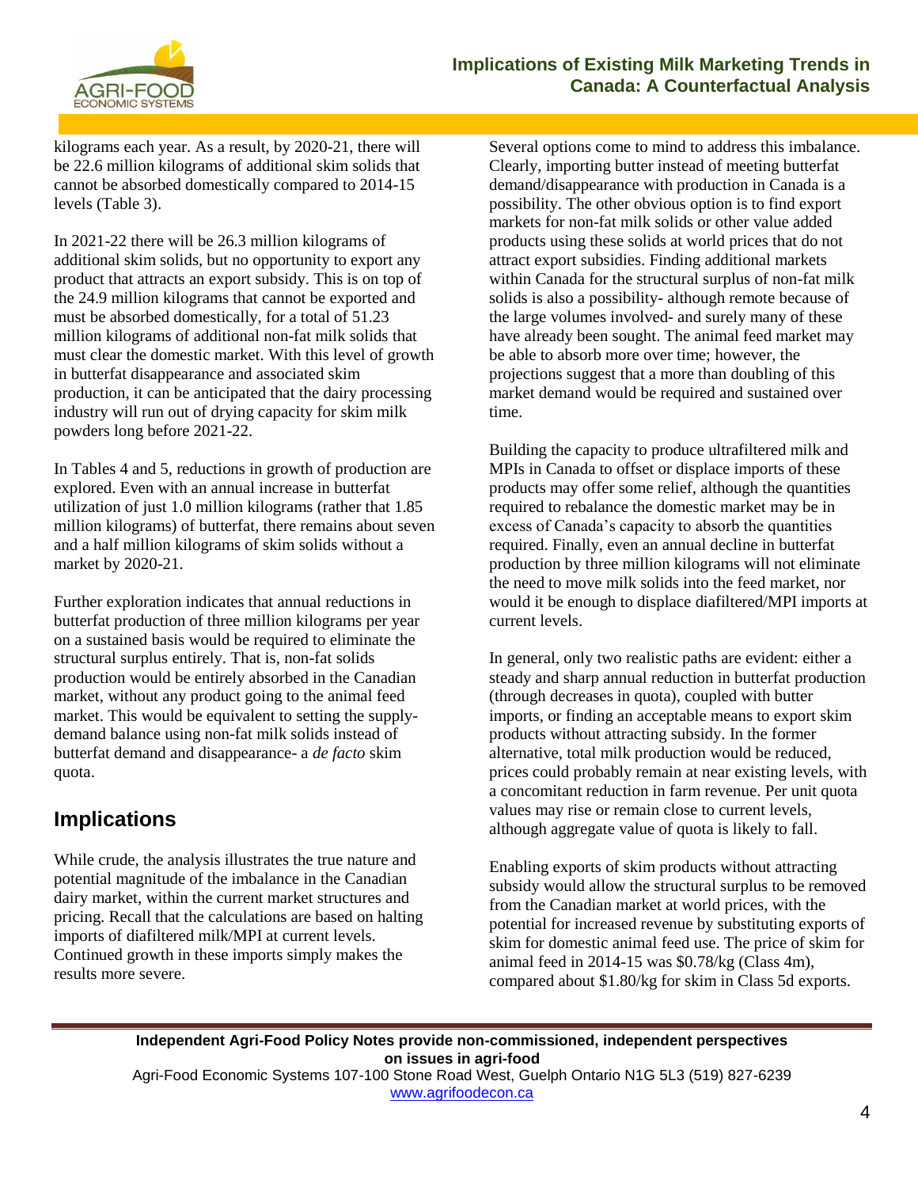kilograms each year. As a result, by 2020-21, there will be 22.6 million kilograms of additional skim solids that cannot be absorbed domestically compared to 2014-15 levels (Table 3).

In 2021-22 there will be 26.3 million kilograms of additional skim solids, but no opportunity to export any product that attracts an export subsidy. This is on top of the 24.9 million kilograms that cannot be exported and must be absorbed domestically, for a total of 51.23 million kilograms of additional non-fat milk solids that must clear the domestic market. With this level of growth in butterfat disappearance and associated skim production, it can be anticipated that the dairy processing industry will run out of drying capacity for skim milk powders long before 2021-22.

In Tables 4 and 5, reductions in growth of production are explored. Even with an annual increase in butterfat utilization of just 1.0 million kilograms (rather that 1.85 million kilograms) of butterfat, there remains about seven and a half million kilograms of skim solids without a market by 2020-21.

Further exploration indicates that annual reductions in butterfat production of three million kilograms per year on a sustained basis would be required to eliminate the structural surplus entirely. That is, non-fat solids production would be entirely absorbed in the Canadian market, without any product going to the animal feed market. This would be equivalent to setting the supply-demand balance using non-fat milk solids instead of butterfat demand and disappearance- a *de facto* skim quota.

## Implications

While crude, the analysis illustrates the true nature and potential magnitude of the imbalance in the Canadian dairy market, within the current market structures and pricing. Recall that the calculations are based on halting imports of diafiltered milk/MPI at current levels. Continued growth in these imports simply makes the results more severe.

Several options come to mind to address this imbalance. Clearly, importing butter instead of meeting butterfat demand/disappearance with production in Canada is a possibility. The other obvious option is to find export markets for non-fat milk solids or other value added products using these solids at world prices that do not attract export subsidies. Finding additional markets within Canada for the structural surplus of non-fat milk solids is also a possibility- although remote because of the large volumes involved- and surely many of these have already been sought. The animal feed market may be able to absorb more over time; however, the projections suggest that a more than doubling of this market demand would be required and sustained over time.

Building the capacity to produce ultrafiltered milk and MPIs in Canada to offset or displace imports of these products may offer some relief, although the quantities required to rebalance the domestic market may be in excess of Canada's capacity to absorb the quantities required. Finally, even an annual decline in butterfat production by three million kilograms will not eliminate the need to move milk solids into the feed market, nor would it be enough to displace diafiltered/MPI imports at current levels.

In general, only two realistic paths are evident: either a steady and sharp annual reduction in butterfat production (through decreases in quota), coupled with butter imports, or finding an acceptable means to export skim products without attracting subsidy. In the former alternative, total milk production would be reduced, prices could probably remain at near existing levels, with a concomitant reduction in farm revenue. Per unit quota values may rise or remain close to current levels, although aggregate value of quota is likely to fall.

Enabling exports of skim products without attracting subsidy would allow the structural surplus to be removed from the Canadian market at world prices, with the potential for increased revenue by substituting exports of skim for domestic animal feed use. The price of skim for animal feed in 2014-15 was $0.78/kg (Class 4m), compared about $1.80/kg for skim in Class 5d exports.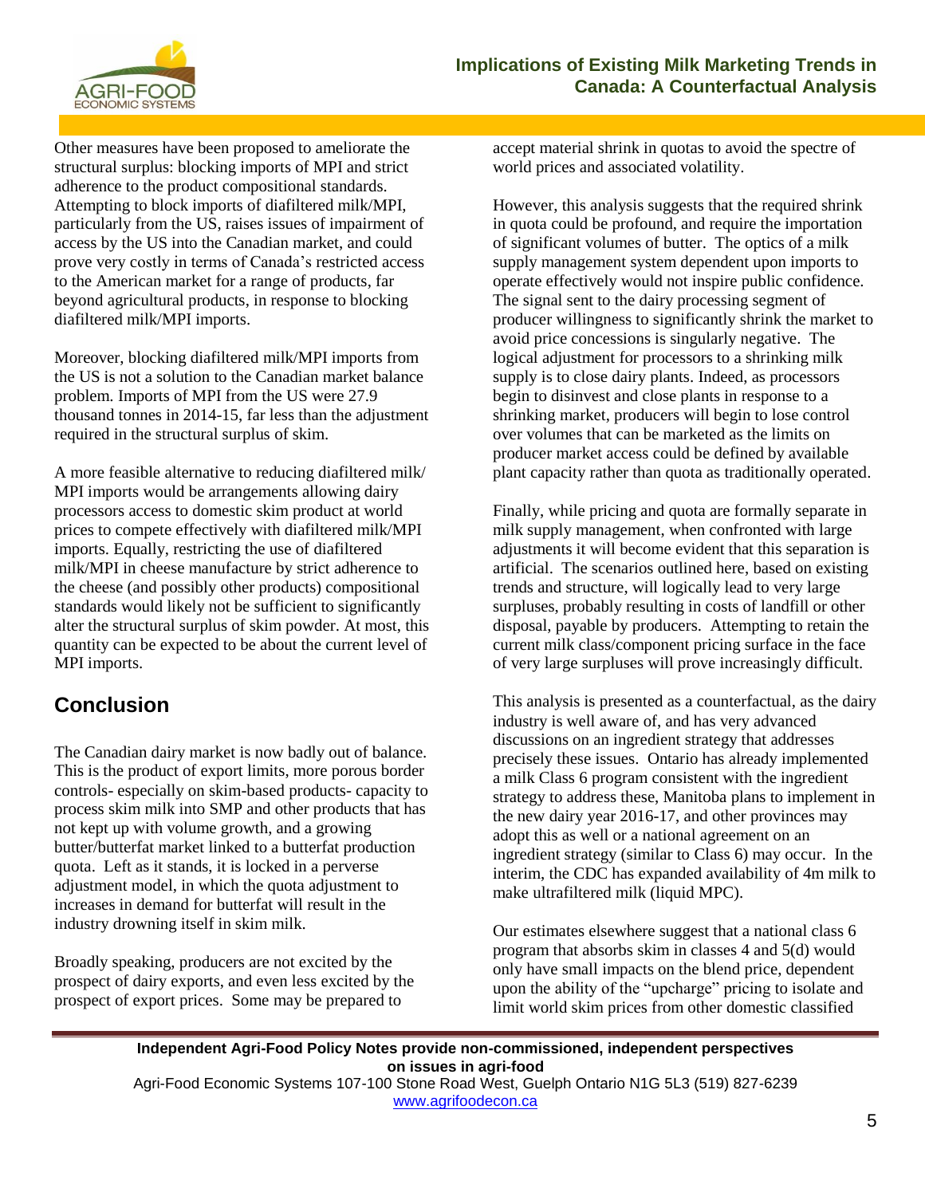Other measures have been proposed to ameliorate the structural surplus: blocking imports of MPI and strict adherence to the product compositional standards. Attempting to block imports of diafiltered milk/MPI, particularly from the US, raises issues of impairment of access by the US into the Canadian market, and could prove very costly in terms of Canada's restricted access to the American market for a range of products, far beyond agricultural products, in response to blocking diafiltered milk/MPI imports.

Moreover, blocking diafiltered milk/MPI imports from the US is not a solution to the Canadian market balance problem. Imports of MPI from the US were 27.9 thousand tonnes in 2014-15, far less than the adjustment required in the structural surplus of skim.

A more feasible alternative to reducing diafiltered milk/ MPI imports would be arrangements allowing dairy processors access to domestic skim product at world prices to compete effectively with diafiltered milk/MPI imports. Equally, restricting the use of diafiltered milk/MPI in cheese manufacture by strict adherence to the cheese (and possibly other products) compositional standards would likely not be sufficient to significantly alter the structural surplus of skim powder. At most, this quantity can be expected to be about the current level of MPI imports.

## Conclusion

The Canadian dairy market is now badly out of balance. This is the product of export limits, more porous border controls- especially on skim-based products- capacity to process skim milk into SMP and other products that has not kept up with volume growth, and a growing butter/butterfat market linked to a butterfat production quota. Left as it stands, it is locked in a perverse adjustment model, in which the quota adjustment to increases in demand for butterfat will result in the industry drowning itself in skim milk.

Broadly speaking, producers are not excited by the prospect of dairy exports, and even less excited by the prospect of export prices. Some may be prepared to accept material shrink in quotas to avoid the spectre of world prices and associated volatility.

However, this analysis suggests that the required shrink in quota could be profound, and require the importation of significant volumes of butter. The optics of a milk supply management system dependent upon imports to operate effectively would not inspire public confidence. The signal sent to the dairy processing segment of producer willingness to significantly shrink the market to avoid price concessions is singularly negative. The logical adjustment for processors to a shrinking milk supply is to close dairy plants. Indeed, as processors begin to disinvest and close plants in response to a shrinking market, producers will begin to lose control over volumes that can be marketed as the limits on producer market access could be defined by available plant capacity rather than quota as traditionally operated.

Finally, while pricing and quota are formally separate in milk supply management, when confronted with large adjustments it will become evident that this separation is artificial. The scenarios outlined here, based on existing trends and structure, will logically lead to very large surpluses, probably resulting in costs of landfill or other disposal, payable by producers. Attempting to retain the current milk class/component pricing surface in the face of very large surpluses will prove increasingly difficult.

This analysis is presented as a counterfactual, as the dairy industry is well aware of, and has very advanced discussions on an ingredient strategy that addresses precisely these issues. Ontario has already implemented a milk Class 6 program consistent with the ingredient strategy to address these, Manitoba plans to implement in the new dairy year 2016-17, and other provinces may adopt this as well or a national agreement on an ingredient strategy (similar to Class 6) may occur. In the interim, the CDC has expanded availability of 4m milk to make ultrafiltered milk (liquid MPC).

Our estimates elsewhere suggest that a national class 6 program that absorbs skim in classes 4 and 5(d) would only have small impacts on the blend price, dependent upon the ability of the "upcharge" pricing to isolate and limit world skim prices from other domestic classified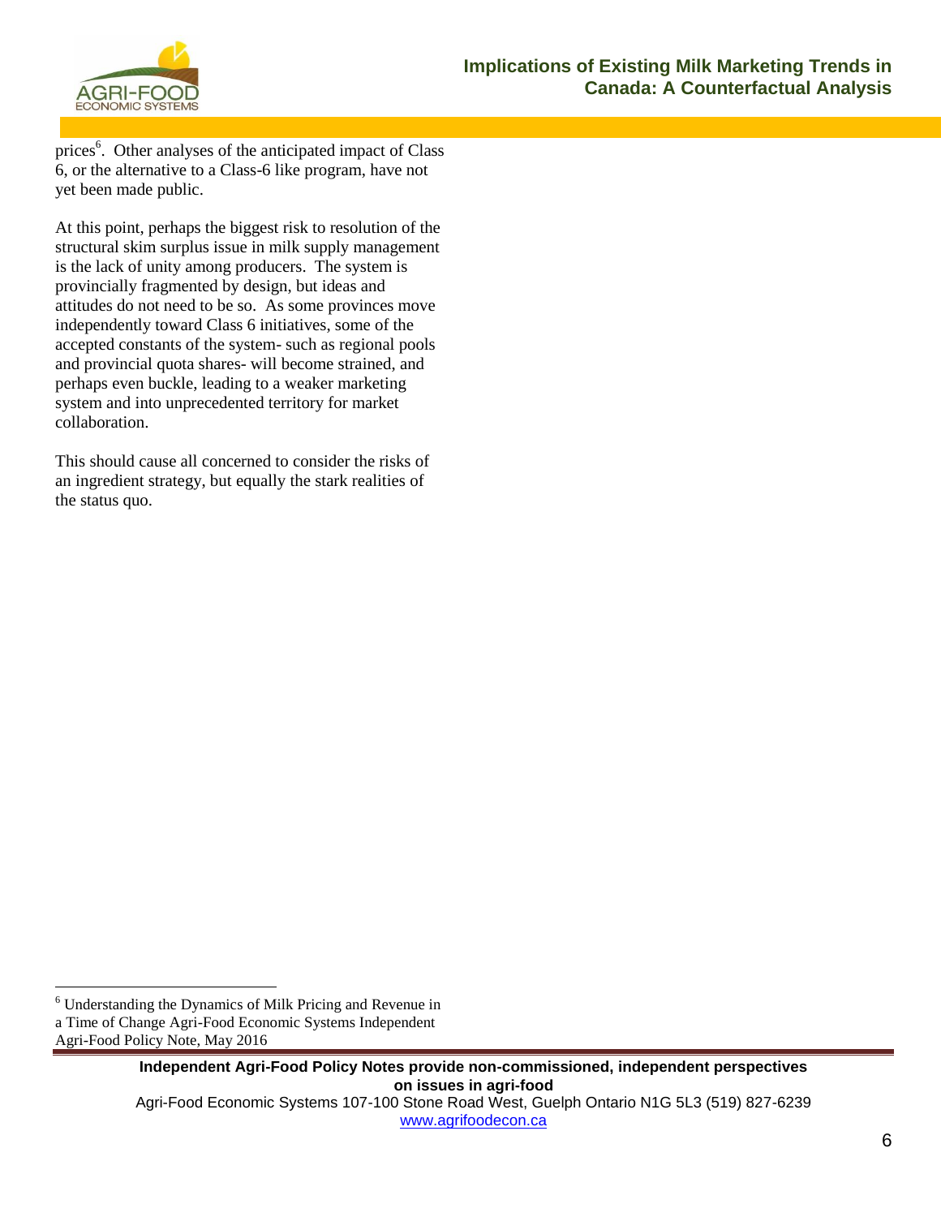prices[6]. Other analyses of the anticipated impact of Class 6, or the alternative to a Class-6 like program, have not yet been made public.

At this point, perhaps the biggest risk to resolution of the structural skim surplus issue in milk supply management is the lack of unity among producers. The system is provincially fragmented by design, but ideas and attitudes do not need to be so. As some provinces move independently toward Class 6 initiatives, some of the accepted constants of the system- such as regional pools and provincial quota shares- will become strained, and perhaps even buckle, leading to a weaker marketing system and into unprecedented territory for market collaboration.

This should cause all concerned to consider the risks of an ingredient strategy, but equally the stark realities of the status quo.

---

[6] Understanding the Dynamics of Milk Pricing and Revenue in a Time of Change Agri-Food Economic Systems Independent Agri-Food Policy Note, May 2016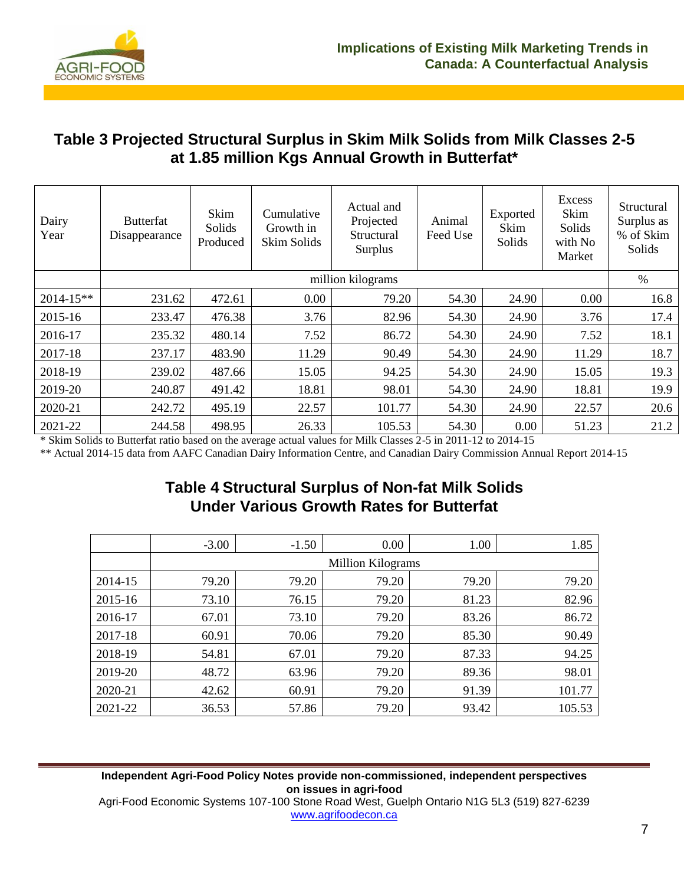## Table 3 Projected Structural Surplus in Skim Milk Solids from Milk Classes 2-5 at 1.85 million Kgs Annual Growth in Butterfat*

| Dairy Year | Butterfat Disappearance | Skim Solids Produced | Cumulative Growth in Skim Solids | Actual and Projected Structural Surplus | Animal Feed Use | Exported Skim Solids | Excess Skim Solids with No Market | Structural Surplus as % of Skim Solids |
|---|---|---|---|---|---|---|---|---|
| | million kilograms | | | | | | | % |
| 2014-15** | 231.62 | 472.61 | 0.00 | 79.20 | 54.30 | 24.90 | 0.00 | 16.8 |
| 2015-16 | 233.47 | 476.38 | 3.76 | 82.96 | 54.30 | 24.90 | 3.76 | 17.4 |
| 2016-17 | 235.32 | 480.14 | 7.52 | 86.72 | 54.30 | 24.90 | 7.52 | 18.1 |
| 2017-18 | 237.17 | 483.90 | 11.29 | 90.49 | 54.30 | 24.90 | 11.29 | 18.7 |
| 2018-19 | 239.02 | 487.66 | 15.05 | 94.25 | 54.30 | 24.90 | 15.05 | 19.3 |
| 2019-20 | 240.87 | 491.42 | 18.81 | 98.01 | 54.30 | 24.90 | 18.81 | 19.9 |
| 2020-21 | 242.72 | 495.19 | 22.57 | 101.77 | 54.30 | 24.90 | 22.57 | 20.6 |
| 2021-22 | 244.58 | 498.95 | 26.33 | 105.53 | 54.30 | 0.00 | 51.23 | 21.2 |

* Skim Solids to Butterfat ratio based on the average actual values for Milk Classes 2-5 in 2011-12 to 2014-15

** Actual 2014-15 data from AAFC Canadian Dairy Information Centre, and Canadian Dairy Commission Annual Report 2014-15

## Table 4 Structural Surplus of Non-fat Milk Solids Under Various Growth Rates for Butterfat

| | -3.00 | -1.50 | 0.00 | 1.00 | 1.85 |
|---|---|---|---|---|---|
| | Million Kilograms | | | | |
| 2014-15 | 79.20 | 79.20 | 79.20 | 79.20 | 79.20 |
| 2015-16 | 73.10 | 76.15 | 79.20 | 81.23 | 82.96 |
| 2016-17 | 67.01 | 73.10 | 79.20 | 83.26 | 86.72 |
| 2017-18 | 60.91 | 70.06 | 79.20 | 85.30 | 90.49 |
| 2018-19 | 54.81 | 67.01 | 79.20 | 87.33 | 94.25 |
| 2019-20 | 48.72 | 63.96 | 79.20 | 89.36 | 98.01 |
| 2020-21 | 42.62 | 60.91 | 79.20 | 91.39 | 101.77 |
| 2021-22 | 36.53 | 57.86 | 79.20 | 93.42 | 105.53 |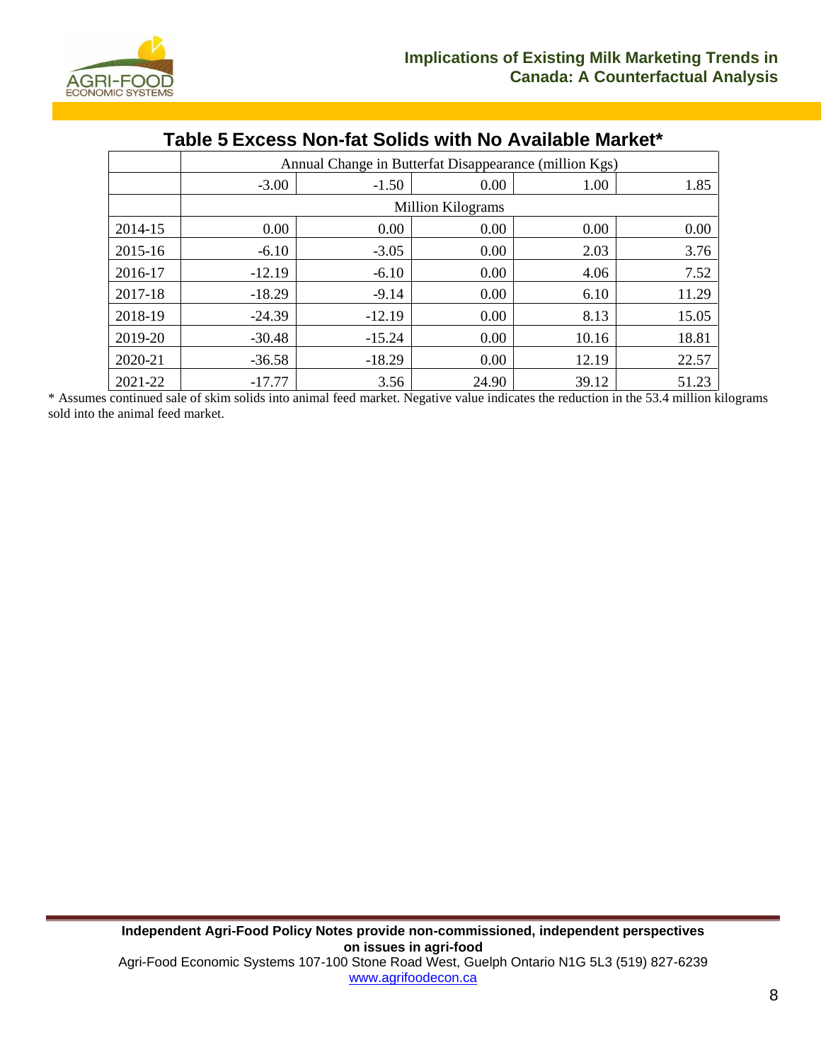## Table 5 Excess Non-fat Solids with No Available Market*

| | Annual Change in Butterfat Disappearance (million Kgs) | | | | |
|---|---|---|---|---|---|
| | -3.00 | -1.50 | 0.00 | 1.00 | 1.85 |
| | Million Kilograms | | | | |
| 2014-15 | 0.00 | 0.00 | 0.00 | 0.00 | 0.00 |
| 2015-16 | -6.10 | -3.05 | 0.00 | 2.03 | 3.76 |
| 2016-17 | -12.19 | -6.10 | 0.00 | 4.06 | 7.52 |
| 2017-18 | -18.29 | -9.14 | 0.00 | 6.10 | 11.29 |
| 2018-19 | -24.39 | -12.19 | 0.00 | 8.13 | 15.05 |
| 2019-20 | -30.48 | -15.24 | 0.00 | 10.16 | 18.81 |
| 2020-21 | -36.58 | -18.29 | 0.00 | 12.19 | 22.57 |
| 2021-22 | -17.77 | 3.56 | 24.90 | 39.12 | 51.23 |

* Assumes continued sale of skim solids into animal feed market. Negative value indicates the reduction in the 53.4 million kilograms sold into the animal feed market.

**Independent Agri-Food Policy Notes provide non-commissioned, independent perspectives on issues in agri-food**

Agri-Food Economic Systems 107-100 Stone Road West, Guelph Ontario N1G 5L3 (519) 827-6239

www.agrifoodecon.ca